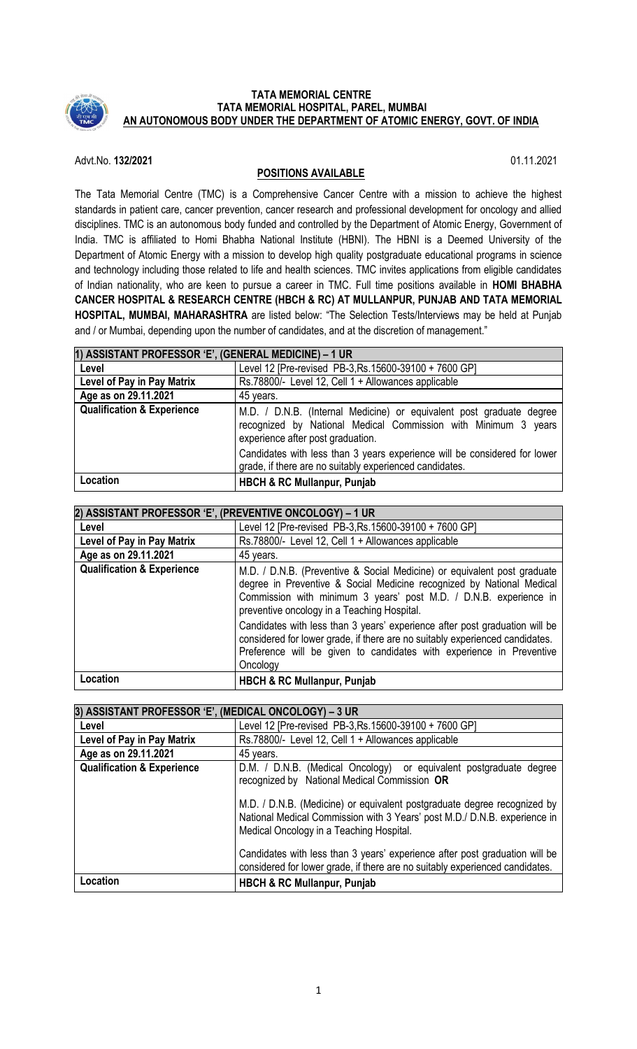**TATA MEMORIAL CENTRE**
**TATA MEMORIAL HOSPITAL, PAREL, MUMBAI**
**AN AUTONOMOUS BODY UNDER THE DEPARTMENT OF ATOMIC ENERGY, GOVT. OF INDIA**

Advt.No. **132/2021** 01.11.2021

**POSITIONS AVAILABLE**

The Tata Memorial Centre (TMC) is a Comprehensive Cancer Centre with a mission to achieve the highest standards in patient care, cancer prevention, cancer research and professional development for oncology and allied disciplines. TMC is an autonomous body funded and controlled by the Department of Atomic Energy, Government of India. TMC is affiliated to Homi Bhabha National Institute (HBNI). The HBNI is a Deemed University of the Department of Atomic Energy with a mission to develop high quality postgraduate educational programs in science and technology including those related to life and health sciences. TMC invites applications from eligible candidates of Indian nationality, who are keen to pursue a career in TMC. Full time positions available in **HOMI BHABHA CANCER HOSPITAL & RESEARCH CENTRE (HBCH & RC) AT MULLANPUR, PUNJAB AND TATA MEMORIAL HOSPITAL, MUMBAI, MAHARASHTRA** are listed below: "The Selection Tests/Interviews may be held at Punjab and / or Mumbai, depending upon the number of candidates, and at the discretion of management."

| **1) ASSISTANT PROFESSOR 'E', (GENERAL MEDICINE) – 1 UR** | |
|---|---|
| **Level** | Level 12 [Pre-revised PB-3,Rs.15600-39100 + 7600 GP] |
| **Level of Pay in Pay Matrix** | Rs.78800/- Level 12, Cell 1 + Allowances applicable |
| **Age as on 29.11.2021** | 45 years. |
| **Qualification & Experience** | M.D. / D.N.B. (Internal Medicine) or equivalent post graduate degree recognized by National Medical Commission with Minimum 3 years experience after post graduation.<br><br>Candidates with less than 3 years experience will be considered for lower grade, if there are no suitably experienced candidates. |
| **Location** | **HBCH & RC Mullanpur, Punjab** |

| **2) ASSISTANT PROFESSOR 'E', (PREVENTIVE ONCOLOGY) – 1 UR** | |
|---|---|
| **Level** | Level 12 [Pre-revised PB-3,Rs.15600-39100 + 7600 GP] |
| **Level of Pay in Pay Matrix** | Rs.78800/- Level 12, Cell 1 + Allowances applicable |
| **Age as on 29.11.2021** | 45 years. |
| **Qualification & Experience** | M.D. / D.N.B. (Preventive & Social Medicine) or equivalent post graduate degree in Preventive & Social Medicine recognized by National Medical Commission with minimum 3 years' post M.D. / D.N.B. experience in preventive oncology in a Teaching Hospital.<br><br>Candidates with less than 3 years' experience after post graduation will be considered for lower grade, if there are no suitably experienced candidates. Preference will be given to candidates with experience in Preventive Oncology |
| **Location** | **HBCH & RC Mullanpur, Punjab** |

| **3) ASSISTANT PROFESSOR 'E', (MEDICAL ONCOLOGY) – 3 UR** | |
|---|---|
| **Level** | Level 12 [Pre-revised PB-3,Rs.15600-39100 + 7600 GP] |
| **Level of Pay in Pay Matrix** | Rs.78800/- Level 12, Cell 1 + Allowances applicable |
| **Age as on 29.11.2021** | 45 years. |
| **Qualification & Experience** | D.M. / D.N.B. (Medical Oncology) or equivalent postgraduate degree recognized by National Medical Commission **OR**<br><br>M.D. / D.N.B. (Medicine) or equivalent postgraduate degree recognized by National Medical Commission with 3 Years' post M.D./ D.N.B. experience in Medical Oncology in a Teaching Hospital.<br><br>Candidates with less than 3 years' experience after post graduation will be considered for lower grade, if there are no suitably experienced candidates. |
| **Location** | **HBCH & RC Mullanpur, Punjab** |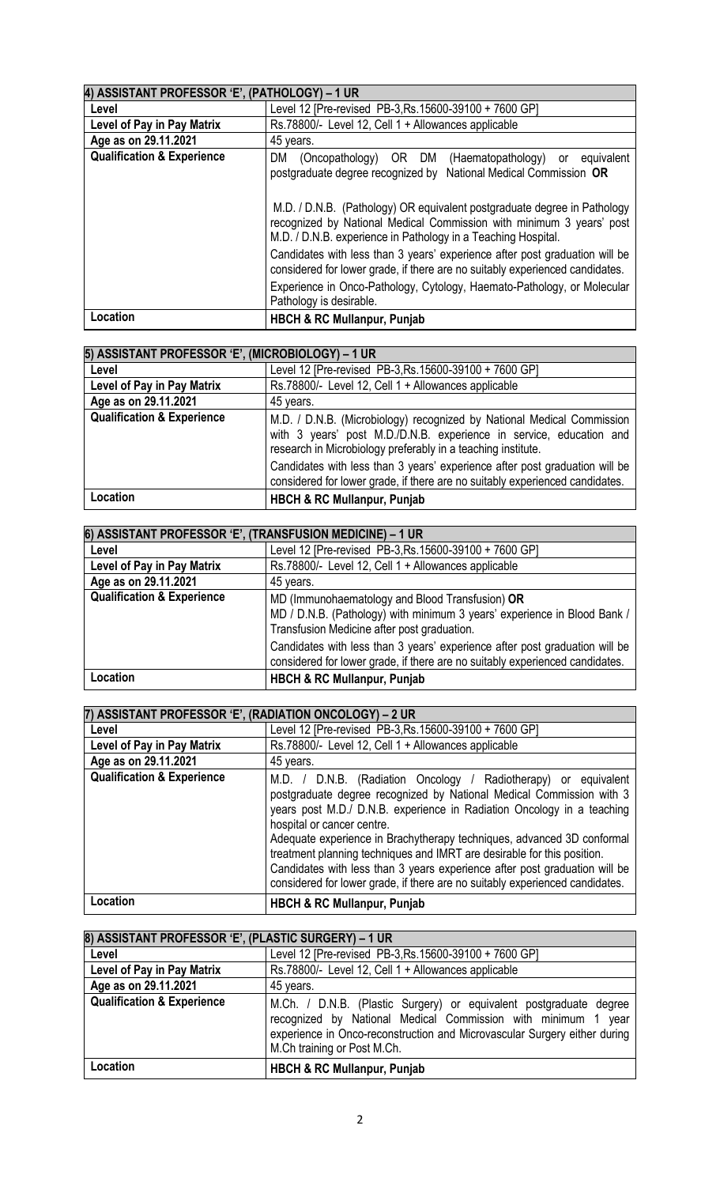| 4) ASSISTANT PROFESSOR 'E', (PATHOLOGY) – 1 UR | |
|---|---|
| **Level** | Level 12 [Pre-revised PB-3,Rs.15600-39100 + 7600 GP] |
| **Level of Pay in Pay Matrix** | Rs.78800/- Level 12, Cell 1 + Allowances applicable |
| **Age as on 29.11.2021** | 45 years. |
| **Qualification & Experience** | DM (Oncopathology) OR DM (Haematopathology) or equivalent postgraduate degree recognized by National Medical Commission **OR**<br><br>M.D. / D.N.B. (Pathology) OR equivalent postgraduate degree in Pathology recognized by National Medical Commission with minimum 3 years' post M.D. / D.N.B. experience in Pathology in a Teaching Hospital.<br>Candidates with less than 3 years' experience after post graduation will be considered for lower grade, if there are no suitably experienced candidates.<br>Experience in Onco-Pathology, Cytology, Haemato-Pathology, or Molecular Pathology is desirable. |
| **Location** | **HBCH & RC Mullanpur, Punjab** |

| 5) ASSISTANT PROFESSOR 'E', (MICROBIOLOGY) – 1 UR | |
|---|---|
| **Level** | Level 12 [Pre-revised PB-3,Rs.15600-39100 + 7600 GP] |
| **Level of Pay in Pay Matrix** | Rs.78800/- Level 12, Cell 1 + Allowances applicable |
| **Age as on 29.11.2021** | 45 years. |
| **Qualification & Experience** | M.D. / D.N.B. (Microbiology) recognized by National Medical Commission with 3 years' post M.D./D.N.B. experience in service, education and research in Microbiology preferably in a teaching institute.<br>Candidates with less than 3 years' experience after post graduation will be considered for lower grade, if there are no suitably experienced candidates. |
| **Location** | **HBCH & RC Mullanpur, Punjab** |

| 6) ASSISTANT PROFESSOR 'E', (TRANSFUSION MEDICINE) – 1 UR | |
|---|---|
| **Level** | Level 12 [Pre-revised PB-3,Rs.15600-39100 + 7600 GP] |
| **Level of Pay in Pay Matrix** | Rs.78800/- Level 12, Cell 1 + Allowances applicable |
| **Age as on 29.11.2021** | 45 years. |
| **Qualification & Experience** | MD (Immunohaematology and Blood Transfusion) **OR**<br>MD / D.N.B. (Pathology) with minimum 3 years' experience in Blood Bank / Transfusion Medicine after post graduation.<br>Candidates with less than 3 years' experience after post graduation will be considered for lower grade, if there are no suitably experienced candidates. |
| **Location** | **HBCH & RC Mullanpur, Punjab** |

| 7) ASSISTANT PROFESSOR 'E', (RADIATION ONCOLOGY) – 2 UR | |
|---|---|
| **Level** | Level 12 [Pre-revised PB-3,Rs.15600-39100 + 7600 GP] |
| **Level of Pay in Pay Matrix** | Rs.78800/- Level 12, Cell 1 + Allowances applicable |
| **Age as on 29.11.2021** | 45 years. |
| **Qualification & Experience** | M.D. / D.N.B. (Radiation Oncology / Radiotherapy) or equivalent postgraduate degree recognized by National Medical Commission with 3 years post M.D./ D.N.B. experience in Radiation Oncology in a teaching hospital or cancer centre.<br>Adequate experience in Brachytherapy techniques, advanced 3D conformal treatment planning techniques and IMRT are desirable for this position.<br>Candidates with less than 3 years experience after post graduation will be considered for lower grade, if there are no suitably experienced candidates. |
| **Location** | **HBCH & RC Mullanpur, Punjab** |

| 8) ASSISTANT PROFESSOR 'E', (PLASTIC SURGERY) – 1 UR | |
|---|---|
| **Level** | Level 12 [Pre-revised PB-3,Rs.15600-39100 + 7600 GP] |
| **Level of Pay in Pay Matrix** | Rs.78800/- Level 12, Cell 1 + Allowances applicable |
| **Age as on 29.11.2021** | 45 years. |
| **Qualification & Experience** | M.Ch. / D.N.B. (Plastic Surgery) or equivalent postgraduate degree recognized by National Medical Commission with minimum 1 year experience in Onco-reconstruction and Microvascular Surgery either during M.Ch training or Post M.Ch. |
| **Location** | **HBCH & RC Mullanpur, Punjab** |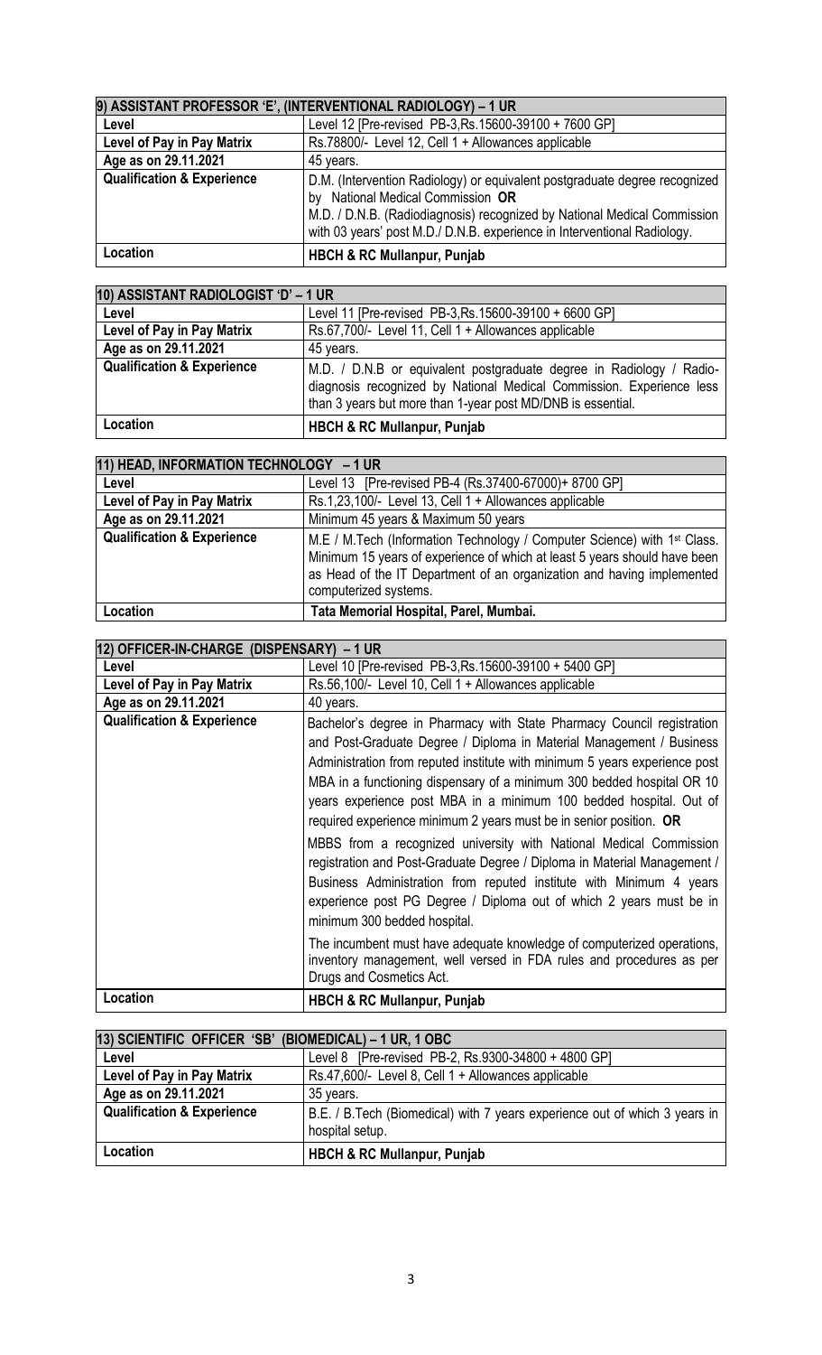| 9) ASSISTANT PROFESSOR 'E', (INTERVENTIONAL RADIOLOGY) – 1 UR | |
|---|---|
| **Level** | Level 12 [Pre-revised PB-3,Rs.15600-39100 + 7600 GP] |
| **Level of Pay in Pay Matrix** | Rs.78800/- Level 12, Cell 1 + Allowances applicable |
| **Age as on 29.11.2021** | 45 years. |
| **Qualification & Experience** | D.M. (Intervention Radiology) or equivalent postgraduate degree recognized by National Medical Commission **OR** M.D. / D.N.B. (Radiodiagnosis) recognized by National Medical Commission with 03 years' post M.D./ D.N.B. experience in Interventional Radiology. |
| **Location** | **HBCH & RC Mullanpur, Punjab** |

| 10) ASSISTANT RADIOLOGIST 'D' – 1 UR | |
|---|---|
| **Level** | Level 11 [Pre-revised PB-3,Rs.15600-39100 + 6600 GP] |
| **Level of Pay in Pay Matrix** | Rs.67,700/- Level 11, Cell 1 + Allowances applicable |
| **Age as on 29.11.2021** | 45 years. |
| **Qualification & Experience** | M.D. / D.N.B or equivalent postgraduate degree in Radiology / Radio-diagnosis recognized by National Medical Commission. Experience less than 3 years but more than 1-year post MD/DNB is essential. |
| **Location** | **HBCH & RC Mullanpur, Punjab** |

| 11) HEAD, INFORMATION TECHNOLOGY – 1 UR | |
|---|---|
| **Level** | Level 13 [Pre-revised PB-4 (Rs.37400-67000)+ 8700 GP] |
| **Level of Pay in Pay Matrix** | Rs.1,23,100/- Level 13, Cell 1 + Allowances applicable |
| **Age as on 29.11.2021** | Minimum 45 years & Maximum 50 years |
| **Qualification & Experience** | M.E / M.Tech (Information Technology / Computer Science) with 1st Class. Minimum 15 years of experience of which at least 5 years should have been as Head of the IT Department of an organization and having implemented computerized systems. |
| **Location** | **Tata Memorial Hospital, Parel, Mumbai.** |

| 12) OFFICER-IN-CHARGE (DISPENSARY) – 1 UR | |
|---|---|
| **Level** | Level 10 [Pre-revised PB-3,Rs.15600-39100 + 5400 GP] |
| **Level of Pay in Pay Matrix** | Rs.56,100/- Level 10, Cell 1 + Allowances applicable |
| **Age as on 29.11.2021** | 40 years. |
| **Qualification & Experience** | Bachelor's degree in Pharmacy with State Pharmacy Council registration and Post-Graduate Degree / Diploma in Material Management / Business Administration from reputed institute with minimum 5 years experience post MBA in a functioning dispensary of a minimum 300 bedded hospital OR 10 years experience post MBA in a minimum 100 bedded hospital. Out of required experience minimum 2 years must be in senior position. **OR** MBBS from a recognized university with National Medical Commission registration and Post-Graduate Degree / Diploma in Material Management / Business Administration from reputed institute with Minimum 4 years experience post PG Degree / Diploma out of which 2 years must be in minimum 300 bedded hospital. The incumbent must have adequate knowledge of computerized operations, inventory management, well versed in FDA rules and procedures as per Drugs and Cosmetics Act. |
| **Location** | **HBCH & RC Mullanpur, Punjab** |

| 13) SCIENTIFIC OFFICER 'SB' (BIOMEDICAL) – 1 UR, 1 OBC | |
|---|---|
| **Level** | Level 8 [Pre-revised PB-2, Rs.9300-34800 + 4800 GP] |
| **Level of Pay in Pay Matrix** | Rs.47,600/- Level 8, Cell 1 + Allowances applicable |
| **Age as on 29.11.2021** | 35 years. |
| **Qualification & Experience** | B.E. / B.Tech (Biomedical) with 7 years experience out of which 3 years in hospital setup. |
| **Location** | **HBCH & RC Mullanpur, Punjab** |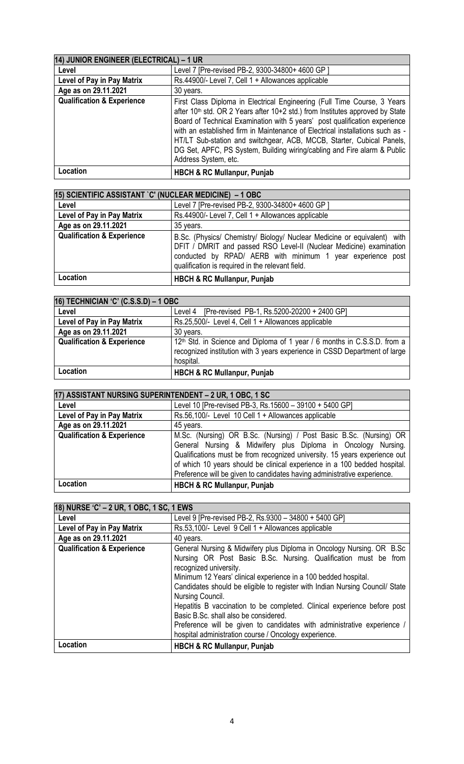| 14) JUNIOR ENGINEER (ELECTRICAL) – 1 UR | |
|---|---|
| **Level** | Level 7 [Pre-revised PB-2, 9300-34800+ 4600 GP ] |
| **Level of Pay in Pay Matrix** | Rs.44900/- Level 7, Cell 1 + Allowances applicable |
| **Age as on 29.11.2021** | 30 years. |
| **Qualification & Experience** | First Class Diploma in Electrical Engineering (Full Time Course, 3 Years after 10th std. OR 2 Years after 10+2 std.) from Institutes approved by State Board of Technical Examination with 5 years' post qualification experience with an established firm in Maintenance of Electrical installations such as - HT/LT Sub-station and switchgear, ACB, MCCB, Starter, Cubical Panels, DG Set, APFC, PS System, Building wiring/cabling and Fire alarm & Public Address System, etc. |
| **Location** | **HBCH & RC Mullanpur, Punjab** |

| 15) SCIENTIFIC ASSISTANT `C' (NUCLEAR MEDICINE) – 1 OBC | |
|---|---|
| **Level** | Level 7 [Pre-revised PB-2, 9300-34800+ 4600 GP ] |
| **Level of Pay in Pay Matrix** | Rs.44900/- Level 7, Cell 1 + Allowances applicable |
| **Age as on 29.11.2021** | 35 years. |
| **Qualification & Experience** | B.Sc. (Physics/ Chemistry/ Biology/ Nuclear Medicine or equivalent) with DFIT / DMRIT and passed RSO Level-II (Nuclear Medicine) examination conducted by RPAD/ AERB with minimum 1 year experience post qualification is required in the relevant field. |
| **Location** | **HBCH & RC Mullanpur, Punjab** |

| 16) TECHNICIAN 'C' (C.S.S.D) – 1 OBC | |
|---|---|
| **Level** | Level 4 [Pre-revised PB-1, Rs.5200-20200 + 2400 GP] |
| **Level of Pay in Pay Matrix** | Rs.25,500/- Level 4, Cell 1 + Allowances applicable |
| **Age as on 29.11.2021** | 30 years. |
| **Qualification & Experience** | 12th Std. in Science and Diploma of 1 year / 6 months in C.S.S.D. from a recognized institution with 3 years experience in CSSD Department of large hospital. |
| **Location** | **HBCH & RC Mullanpur, Punjab** |

| 17) ASSISTANT NURSING SUPERINTENDENT – 2 UR, 1 OBC, 1 SC | |
|---|---|
| **Level** | Level 10 [Pre-revised PB-3, Rs.15600 – 39100 + 5400 GP] |
| **Level of Pay in Pay Matrix** | Rs.56,100/- Level 10 Cell 1 + Allowances applicable |
| **Age as on 29.11.2021** | 45 years. |
| **Qualification & Experience** | M.Sc. (Nursing) OR B.Sc. (Nursing) / Post Basic B.Sc. (Nursing) OR General Nursing & Midwifery plus Diploma in Oncology Nursing. Qualifications must be from recognized university. 15 years experience out of which 10 years should be clinical experience in a 100 bedded hospital. Preference will be given to candidates having administrative experience. |
| **Location** | **HBCH & RC Mullanpur, Punjab** |

| 18) NURSE 'C' – 2 UR, 1 OBC, 1 SC, 1 EWS | |
|---|---|
| **Level** | Level 9 [Pre-revised PB-2, Rs.9300 – 34800 + 5400 GP] |
| **Level of Pay in Pay Matrix** | Rs.53,100/- Level 9 Cell 1 + Allowances applicable |
| **Age as on 29.11.2021** | 40 years. |
| **Qualification & Experience** | General Nursing & Midwifery plus Diploma in Oncology Nursing. OR B.Sc Nursing OR Post Basic B.Sc. Nursing. Qualification must be from recognized university.<br>Minimum 12 Years' clinical experience in a 100 bedded hospital.<br>Candidates should be eligible to register with Indian Nursing Council/ State Nursing Council.<br>Hepatitis B vaccination to be completed. Clinical experience before post Basic B.Sc. shall also be considered.<br>Preference will be given to candidates with administrative experience / hospital administration course / Oncology experience. |
| **Location** | **HBCH & RC Mullanpur, Punjab** |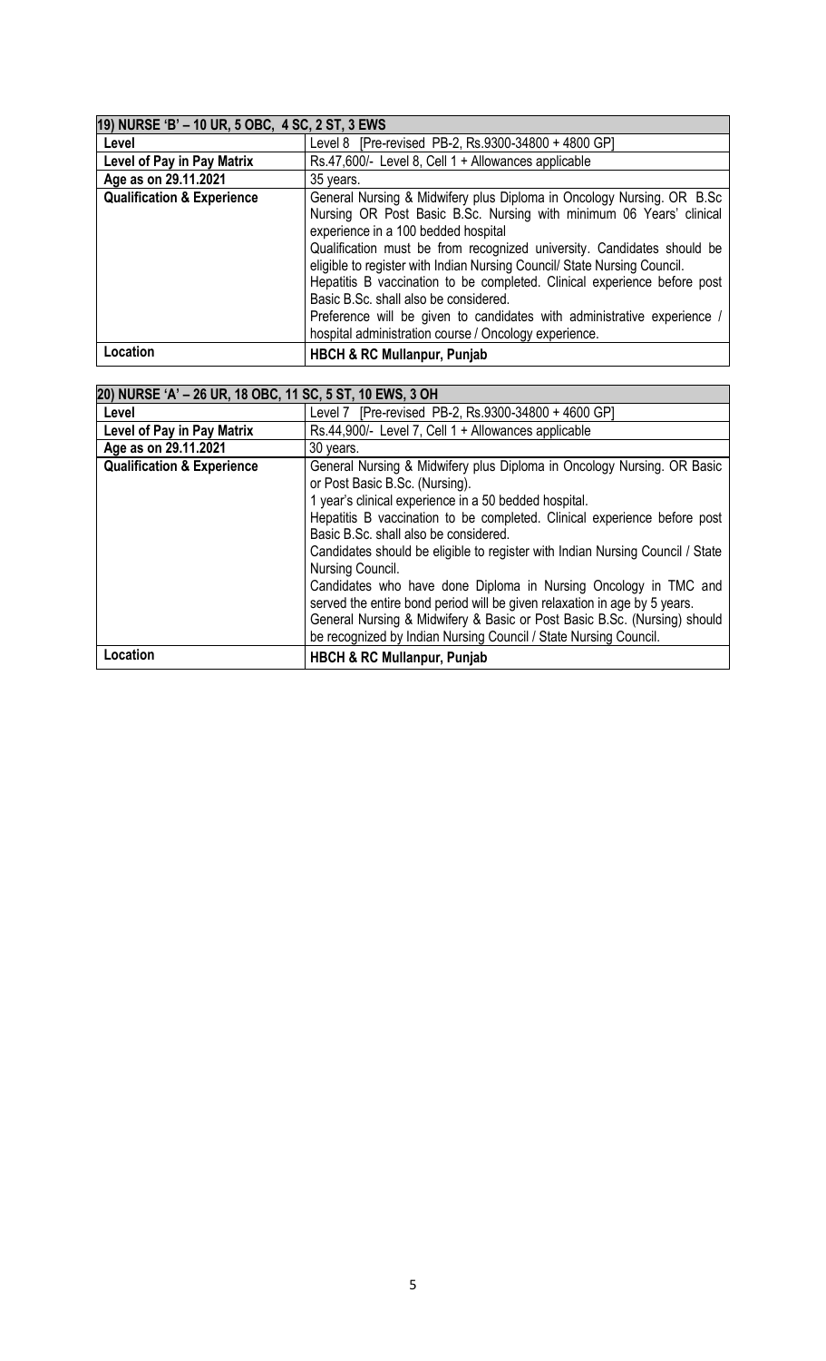| 19) NURSE 'B' – 10 UR, 5 OBC, 4 SC, 2 ST, 3 EWS | |
|---|---|
| **Level** | Level 8 [Pre-revised PB-2, Rs.9300-34800 + 4800 GP] |
| **Level of Pay in Pay Matrix** | Rs.47,600/- Level 8, Cell 1 + Allowances applicable |
| **Age as on 29.11.2021** | 35 years. |
| **Qualification & Experience** | General Nursing & Midwifery plus Diploma in Oncology Nursing. OR B.Sc Nursing OR Post Basic B.Sc. Nursing with minimum 06 Years' clinical experience in a 100 bedded hospital<br>Qualification must be from recognized university. Candidates should be eligible to register with Indian Nursing Council/ State Nursing Council.<br>Hepatitis B vaccination to be completed. Clinical experience before post Basic B.Sc. shall also be considered.<br>Preference will be given to candidates with administrative experience / hospital administration course / Oncology experience. |
| **Location** | **HBCH & RC Mullanpur, Punjab** |

| 20) NURSE 'A' – 26 UR, 18 OBC, 11 SC, 5 ST, 10 EWS, 3 OH | |
|---|---|
| **Level** | Level 7 [Pre-revised PB-2, Rs.9300-34800 + 4600 GP] |
| **Level of Pay in Pay Matrix** | Rs.44,900/- Level 7, Cell 1 + Allowances applicable |
| **Age as on 29.11.2021** | 30 years. |
| **Qualification & Experience** | General Nursing & Midwifery plus Diploma in Oncology Nursing. OR Basic or Post Basic B.Sc. (Nursing).<br>1 year's clinical experience in a 50 bedded hospital.<br>Hepatitis B vaccination to be completed. Clinical experience before post Basic B.Sc. shall also be considered.<br>Candidates should be eligible to register with Indian Nursing Council / State Nursing Council.<br>Candidates who have done Diploma in Nursing Oncology in TMC and served the entire bond period will be given relaxation in age by 5 years.<br>General Nursing & Midwifery & Basic or Post Basic B.Sc. (Nursing) should be recognized by Indian Nursing Council / State Nursing Council. |
| **Location** | **HBCH & RC Mullanpur, Punjab** |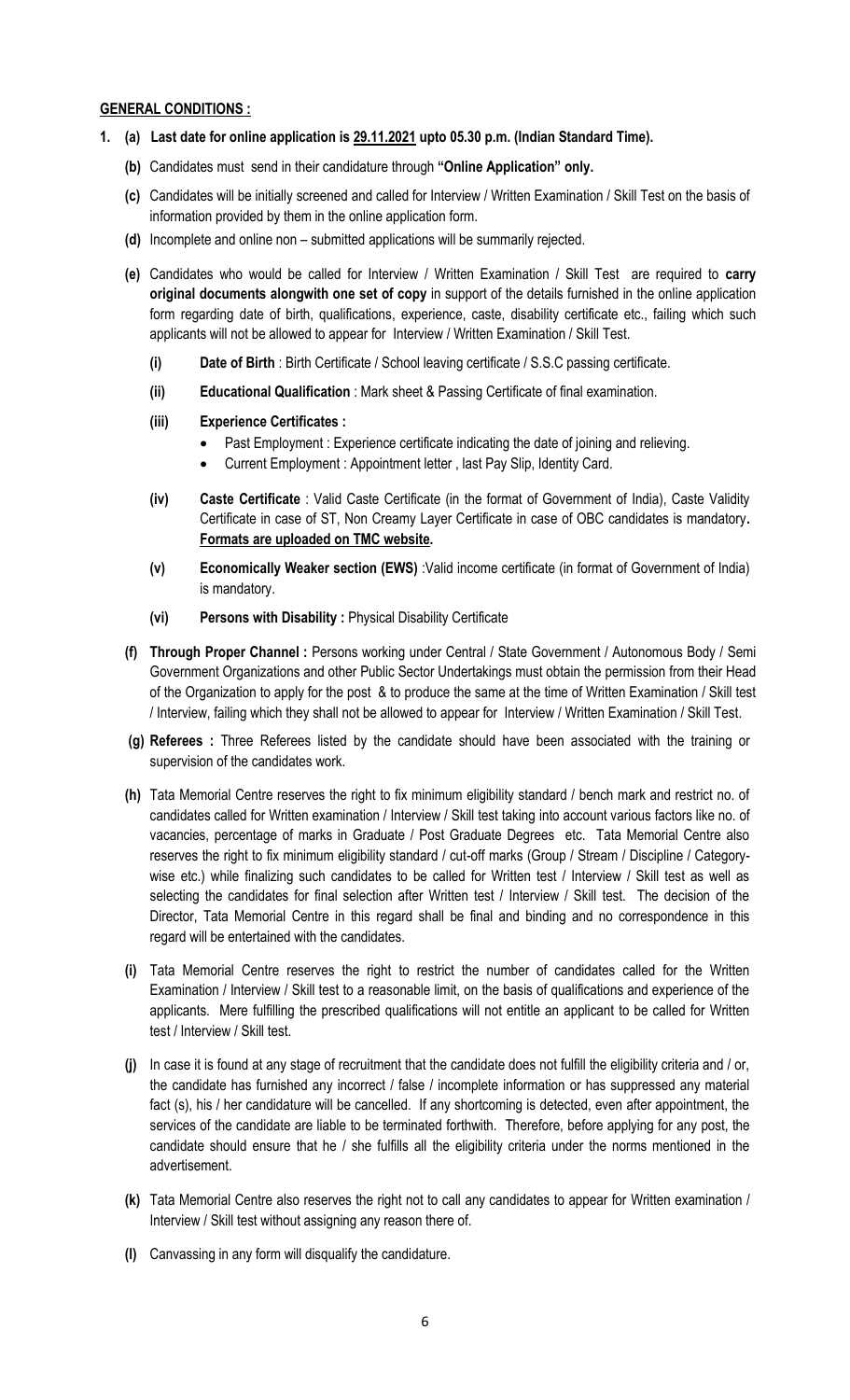## GENERAL CONDITIONS :

1. **(a) Last date for online application is 29.11.2021 upto 05.30 p.m. (Indian Standard Time).**

   **(b)** Candidates must send in their candidature through **"Online Application" only.**

   **(c)** Candidates will be initially screened and called for Interview / Written Examination / Skill Test on the basis of information provided by them in the online application form.

   **(d)** Incomplete and online non – submitted applications will be summarily rejected.

   **(e)** Candidates who would be called for Interview / Written Examination / Skill Test are required to **carry original documents alongwith one set of copy** in support of the details furnished in the online application form regarding date of birth, qualifications, experience, caste, disability certificate etc., failing which such applicants will not be allowed to appear for Interview / Written Examination / Skill Test.

   **(i) Date of Birth** : Birth Certificate / School leaving certificate / S.S.C passing certificate.

   **(ii) Educational Qualification** : Mark sheet & Passing Certificate of final examination.

   **(iii) Experience Certificates :**
   - Past Employment : Experience certificate indicating the date of joining and relieving.
   - Current Employment : Appointment letter , last Pay Slip, Identity Card.

   **(iv) Caste Certificate** : Valid Caste Certificate (in the format of Government of India), Caste Validity Certificate in case of ST, Non Creamy Layer Certificate in case of OBC candidates is mandatory**. Formats are uploaded on TMC website.**

   **(v) Economically Weaker section (EWS)** :Valid income certificate (in format of Government of India) is mandatory.

   **(vi) Persons with Disability :** Physical Disability Certificate

   **(f) Through Proper Channel :** Persons working under Central / State Government / Autonomous Body / Semi Government Organizations and other Public Sector Undertakings must obtain the permission from their Head of the Organization to apply for the post & to produce the same at the time of Written Examination / Skill test / Interview, failing which they shall not be allowed to appear for Interview / Written Examination / Skill Test.

   **(g) Referees :** Three Referees listed by the candidate should have been associated with the training or supervision of the candidates work.

   **(h)** Tata Memorial Centre reserves the right to fix minimum eligibility standard / bench mark and restrict no. of candidates called for Written examination / Interview / Skill test taking into account various factors like no. of vacancies, percentage of marks in Graduate / Post Graduate Degrees etc. Tata Memorial Centre also reserves the right to fix minimum eligibility standard / cut-off marks (Group / Stream / Discipline / Category-wise etc.) while finalizing such candidates to be called for Written test / Interview / Skill test as well as selecting the candidates for final selection after Written test / Interview / Skill test. The decision of the Director, Tata Memorial Centre in this regard shall be final and binding and no correspondence in this regard will be entertained with the candidates.

   **(i)** Tata Memorial Centre reserves the right to restrict the number of candidates called for the Written Examination / Interview / Skill test to a reasonable limit, on the basis of qualifications and experience of the applicants. Mere fulfilling the prescribed qualifications will not entitle an applicant to be called for Written test / Interview / Skill test.

   **(j)** In case it is found at any stage of recruitment that the candidate does not fulfill the eligibility criteria and / or, the candidate has furnished any incorrect / false / incomplete information or has suppressed any material fact (s), his / her candidature will be cancelled. If any shortcoming is detected, even after appointment, the services of the candidate are liable to be terminated forthwith. Therefore, before applying for any post, the candidate should ensure that he / she fulfills all the eligibility criteria under the norms mentioned in the advertisement.

   **(k)** Tata Memorial Centre also reserves the right not to call any candidates to appear for Written examination / Interview / Skill test without assigning any reason there of.

   **(l)** Canvassing in any form will disqualify the candidature.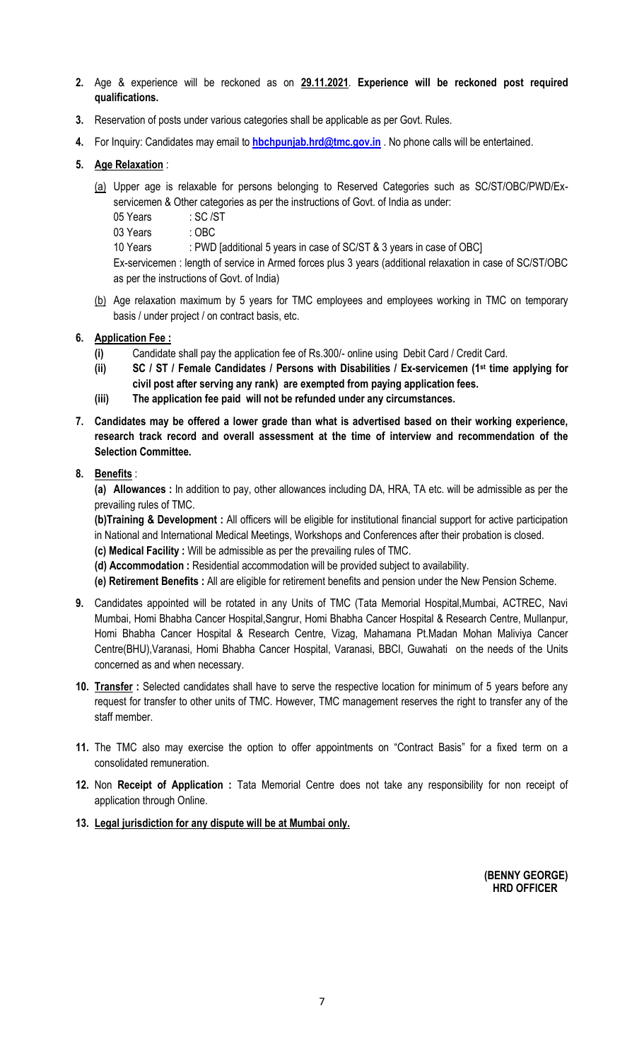2. Age & experience will be reckoned as on **29.11.2021**. **Experience will be reckoned post required qualifications.**

3. Reservation of posts under various categories shall be applicable as per Govt. Rules.

4. For Inquiry: Candidates may email to **hbchpunjab.hrd@tmc.gov.in** . No phone calls will be entertained.

5. **Age Relaxation** :

   (a) Upper age is relaxable for persons belonging to Reserved Categories such as SC/ST/OBC/PWD/Ex-servicemen & Other categories as per the instructions of Govt. of India as under:

   05 Years : SC /ST

   03 Years : OBC

   10 Years : PWD [additional 5 years in case of SC/ST & 3 years in case of OBC]

   Ex-servicemen : length of service in Armed forces plus 3 years (additional relaxation in case of SC/ST/OBC as per the instructions of Govt. of India)

   (b) Age relaxation maximum by 5 years for TMC employees and employees working in TMC on temporary basis / under project / on contract basis, etc.

6. **Application Fee :**

   (i) Candidate shall pay the application fee of Rs.300/- online using Debit Card / Credit Card.

   (ii) **SC / ST / Female Candidates / Persons with Disabilities / Ex-servicemen (1st time applying for civil post after serving any rank) are exempted from paying application fees.**

   (iii) **The application fee paid will not be refunded under any circumstances.**

7. **Candidates may be offered a lower grade than what is advertised based on their working experience, research track record and overall assessment at the time of interview and recommendation of the Selection Committee.**

8. **Benefits** :

   **(a) Allowances :** In addition to pay, other allowances including DA, HRA, TA etc. will be admissible as per the prevailing rules of TMC.

   **(b)Training & Development :** All officers will be eligible for institutional financial support for active participation in National and International Medical Meetings, Workshops and Conferences after their probation is closed.

   **(c) Medical Facility :** Will be admissible as per the prevailing rules of TMC.

   **(d) Accommodation :** Residential accommodation will be provided subject to availability.

   **(e) Retirement Benefits :** All are eligible for retirement benefits and pension under the New Pension Scheme.

9. Candidates appointed will be rotated in any Units of TMC (Tata Memorial Hospital,Mumbai, ACTREC, Navi Mumbai, Homi Bhabha Cancer Hospital,Sangrur, Homi Bhabha Cancer Hospital & Research Centre, Mullanpur, Homi Bhabha Cancer Hospital & Research Centre, Vizag, Mahamana Pt.Madan Mohan Maliviya Cancer Centre(BHU),Varanasi, Homi Bhabha Cancer Hospital, Varanasi, BBCI, Guwahati on the needs of the Units concerned as and when necessary.

10. **Transfer :** Selected candidates shall have to serve the respective location for minimum of 5 years before any request for transfer to other units of TMC. However, TMC management reserves the right to transfer any of the staff member.

11. The TMC also may exercise the option to offer appointments on "Contract Basis" for a fixed term on a consolidated remuneration.

12. Non **Receipt of Application :** Tata Memorial Centre does not take any responsibility for non receipt of application through Online.

13. **Legal jurisdiction for any dispute will be at Mumbai only.**

**(BENNY GEORGE)**
**HRD OFFICER**